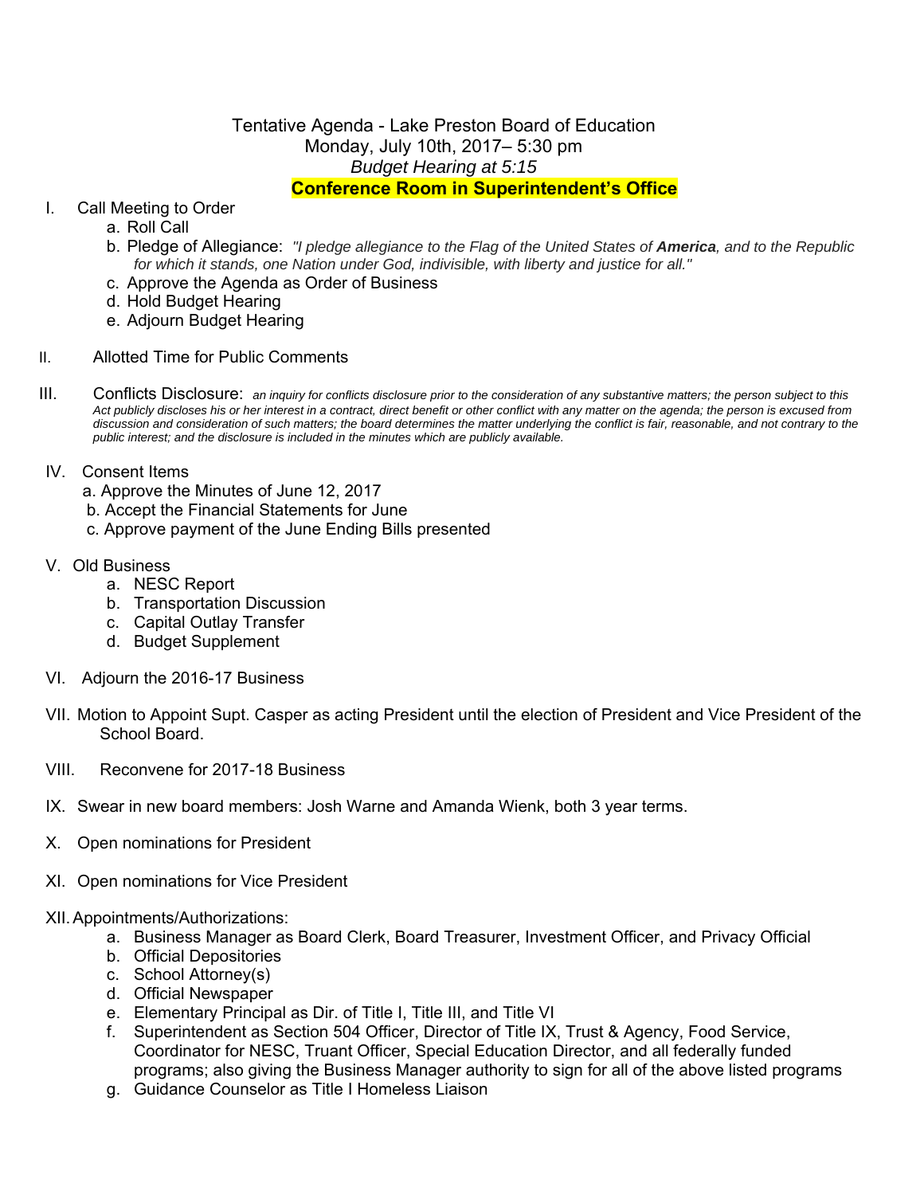# Tentative Agenda - Lake Preston Board of Education

Monday, July 10th, 2017– 5:30 pm

*Budget Hearing at 5:15*

**Conference Room in Superintendent's Office**

I. Call Meeting to Order
   a. Roll Call
   b. Pledge of Allegiance: *"I pledge allegiance to the Flag of the United States of* ***America****, and to the Republic for which it stands, one Nation under God, indivisible, with liberty and justice for all."*
   c. Approve the Agenda as Order of Business
   d. Hold Budget Hearing
   e. Adjourn Budget Hearing

II. Allotted Time for Public Comments

III. Conflicts Disclosure: *an inquiry for conflicts disclosure prior to the consideration of any substantive matters; the person subject to this Act publicly discloses his or her interest in a contract, direct benefit or other conflict with any matter on the agenda; the person is excused from discussion and consideration of such matters; the board determines the matter underlying the conflict is fair, reasonable, and not contrary to the public interest; and the disclosure is included in the minutes which are publicly available.*

IV. Consent Items
   a. Approve the Minutes of June 12, 2017
   b. Accept the Financial Statements for June
   c. Approve payment of the June Ending Bills presented

V. Old Business
   a. NESC Report
   b. Transportation Discussion
   c. Capital Outlay Transfer
   d. Budget Supplement

VI. Adjourn the 2016-17 Business

VII. Motion to Appoint Supt. Casper as acting President until the election of President and Vice President of the School Board.

VIII. Reconvene for 2017-18 Business

IX. Swear in new board members: Josh Warne and Amanda Wienk, both 3 year terms.

X. Open nominations for President

XI. Open nominations for Vice President

XII. Appointments/Authorizations:
   a. Business Manager as Board Clerk, Board Treasurer, Investment Officer, and Privacy Official
   b. Official Depositories
   c. School Attorney(s)
   d. Official Newspaper
   e. Elementary Principal as Dir. of Title I, Title III, and Title VI
   f. Superintendent as Section 504 Officer, Director of Title IX, Trust & Agency, Food Service, Coordinator for NESC, Truant Officer, Special Education Director, and all federally funded programs; also giving the Business Manager authority to sign for all of the above listed programs
   g. Guidance Counselor as Title I Homeless Liaison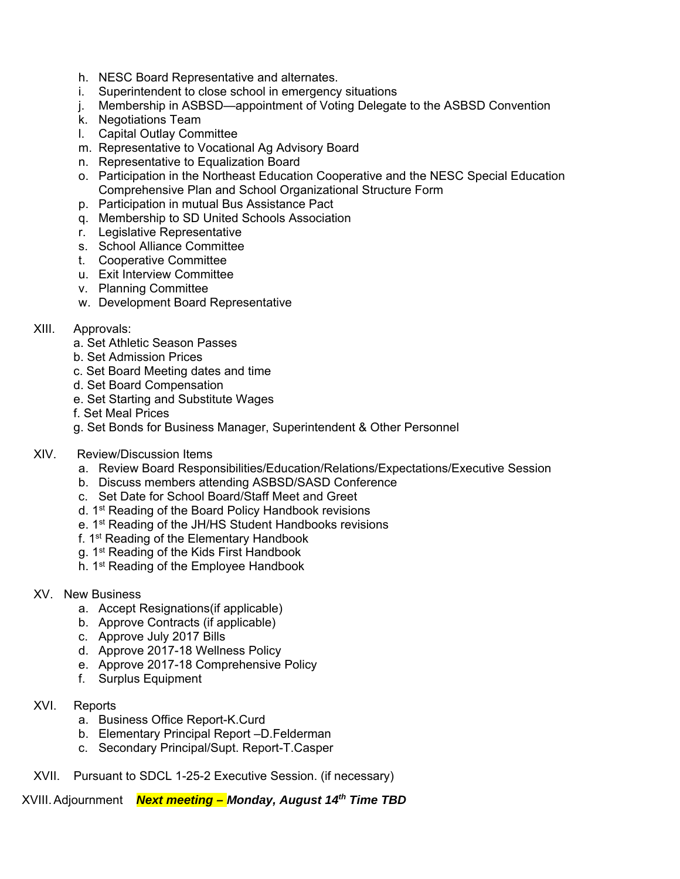h. NESC Board Representative and alternates.
i. Superintendent to close school in emergency situations
j. Membership in ASBSD—appointment of Voting Delegate to the ASBSD Convention
k. Negotiations Team
l. Capital Outlay Committee
m. Representative to Vocational Ag Advisory Board
n. Representative to Equalization Board
o. Participation in the Northeast Education Cooperative and the NESC Special Education Comprehensive Plan and School Organizational Structure Form
p. Participation in mutual Bus Assistance Pact
q. Membership to SD United Schools Association
r. Legislative Representative
s. School Alliance Committee
t. Cooperative Committee
u. Exit Interview Committee
v. Planning Committee
w. Development Board Representative

XIII. Approvals:
a. Set Athletic Season Passes
b. Set Admission Prices
c. Set Board Meeting dates and time
d. Set Board Compensation
e. Set Starting and Substitute Wages
f. Set Meal Prices
g. Set Bonds for Business Manager, Superintendent & Other Personnel

XIV. Review/Discussion Items
a. Review Board Responsibilities/Education/Relations/Expectations/Executive Session
b. Discuss members attending ASBSD/SASD Conference
c. Set Date for School Board/Staff Meet and Greet
d. 1st Reading of the Board Policy Handbook revisions
e. 1st Reading of the JH/HS Student Handbooks revisions
f. 1st Reading of the Elementary Handbook
g. 1st Reading of the Kids First Handbook
h. 1st Reading of the Employee Handbook

XV. New Business
a. Accept Resignations(if applicable)
b. Approve Contracts (if applicable)
c. Approve July 2017 Bills
d. Approve 2017-18 Wellness Policy
e. Approve 2017-18 Comprehensive Policy
f. Surplus Equipment

XVI. Reports
a. Business Office Report-K.Curd
b. Elementary Principal Report –D.Felderman
c. Secondary Principal/Supt. Report-T.Casper

XVII. Pursuant to SDCL 1-25-2 Executive Session. (if necessary)

XVIII. Adjournment ***Next meeting – Monday, August 14th Time TBD***